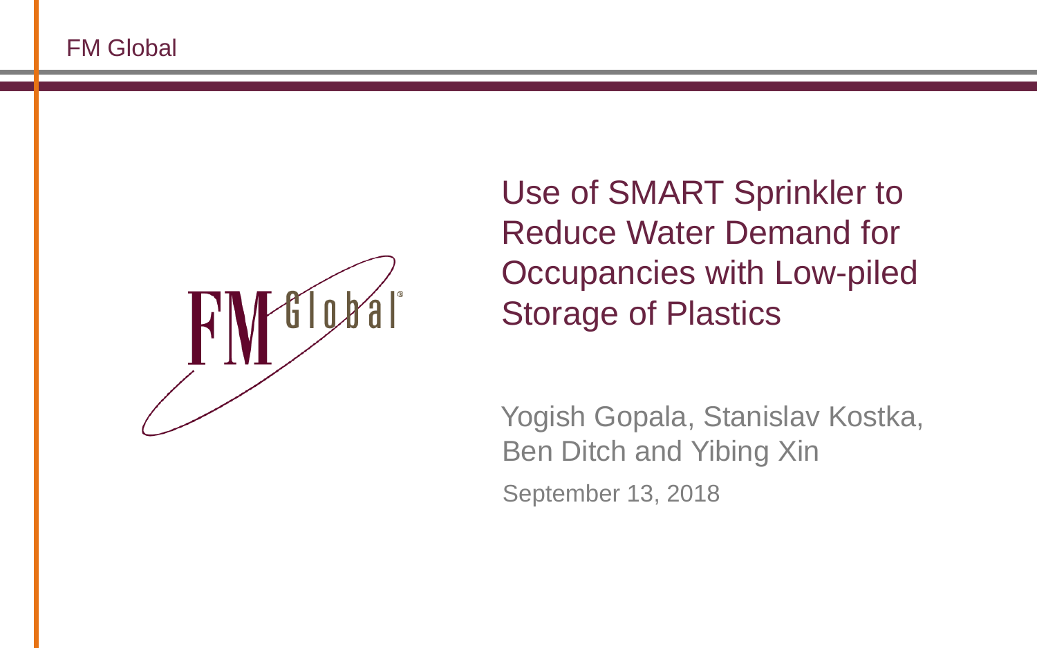# Use of SMART Sprinkler to Reduce Water Demand for Occupancies with Low-piled Storage of Plastics

Yogish Gopala, Stanislav Kostka, Ben Ditch and Yibing Xin

September 13, 2018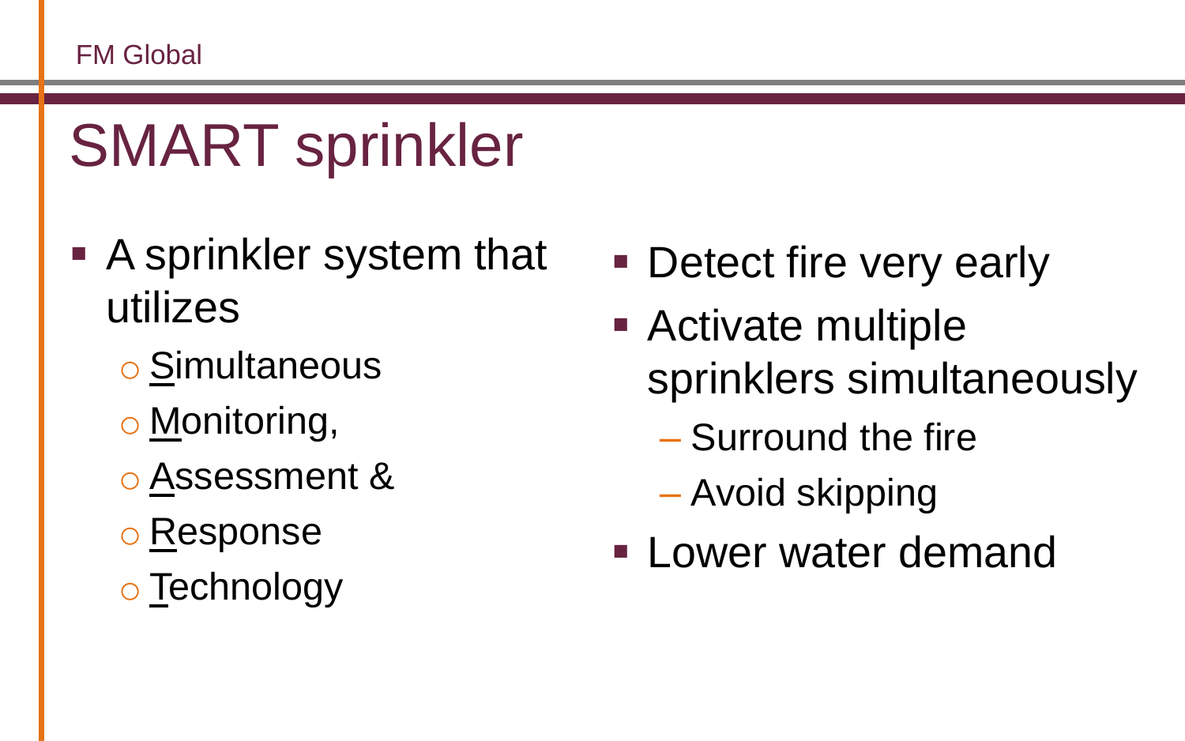# SMART sprinkler

- A sprinkler system that utilizes
  - Simultaneous
  - Monitoring,
  - Assessment &
  - Response
  - Technology

- Detect fire very early
- Activate multiple sprinklers simultaneously
  - Surround the fire
  - Avoid skipping
- Lower water demand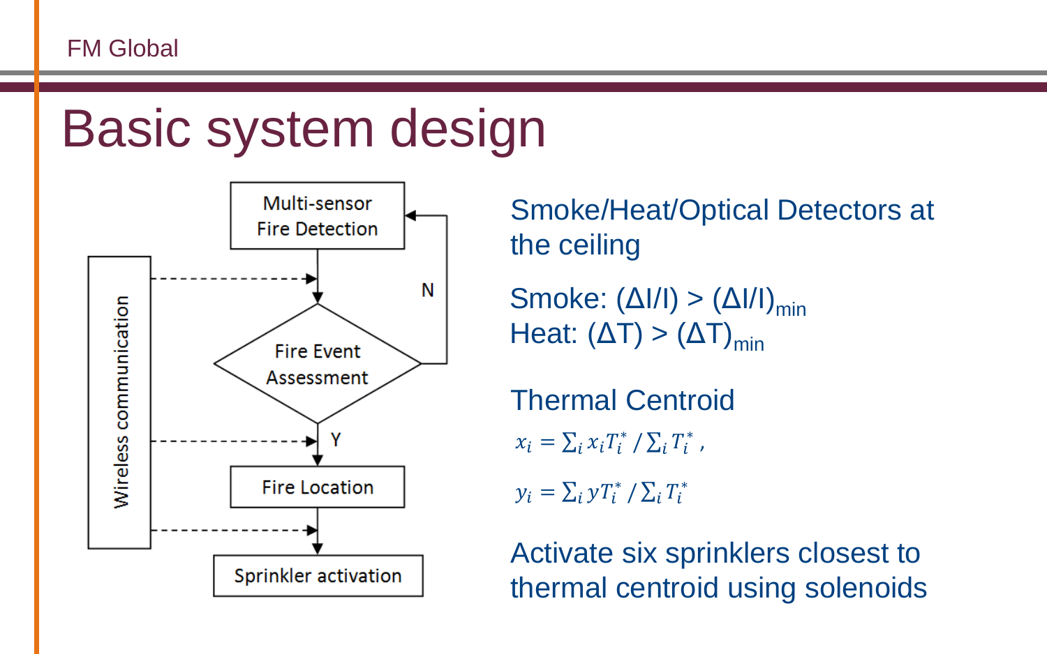# Basic system design

Multi-sensor Fire Detection → Fire Event Assessment → (Y) Fire Location → Sprinkler activation; (N) back to Multi-sensor Fire Detection

Wireless communication

Smoke/Heat/Optical Detectors at the ceiling

Smoke: $(\Delta I/I) > (\Delta I/I)_{min}$
Heat: $(\Delta T) > (\Delta T)_{min}$

Thermal Centroid

$$x_i = \sum_i x_i T_i^* / \sum_i T_i^* ,$$

$$y_i = \sum_i y T_i^* / \sum_i T_i^*$$

Activate six sprinklers closest to thermal centroid using solenoids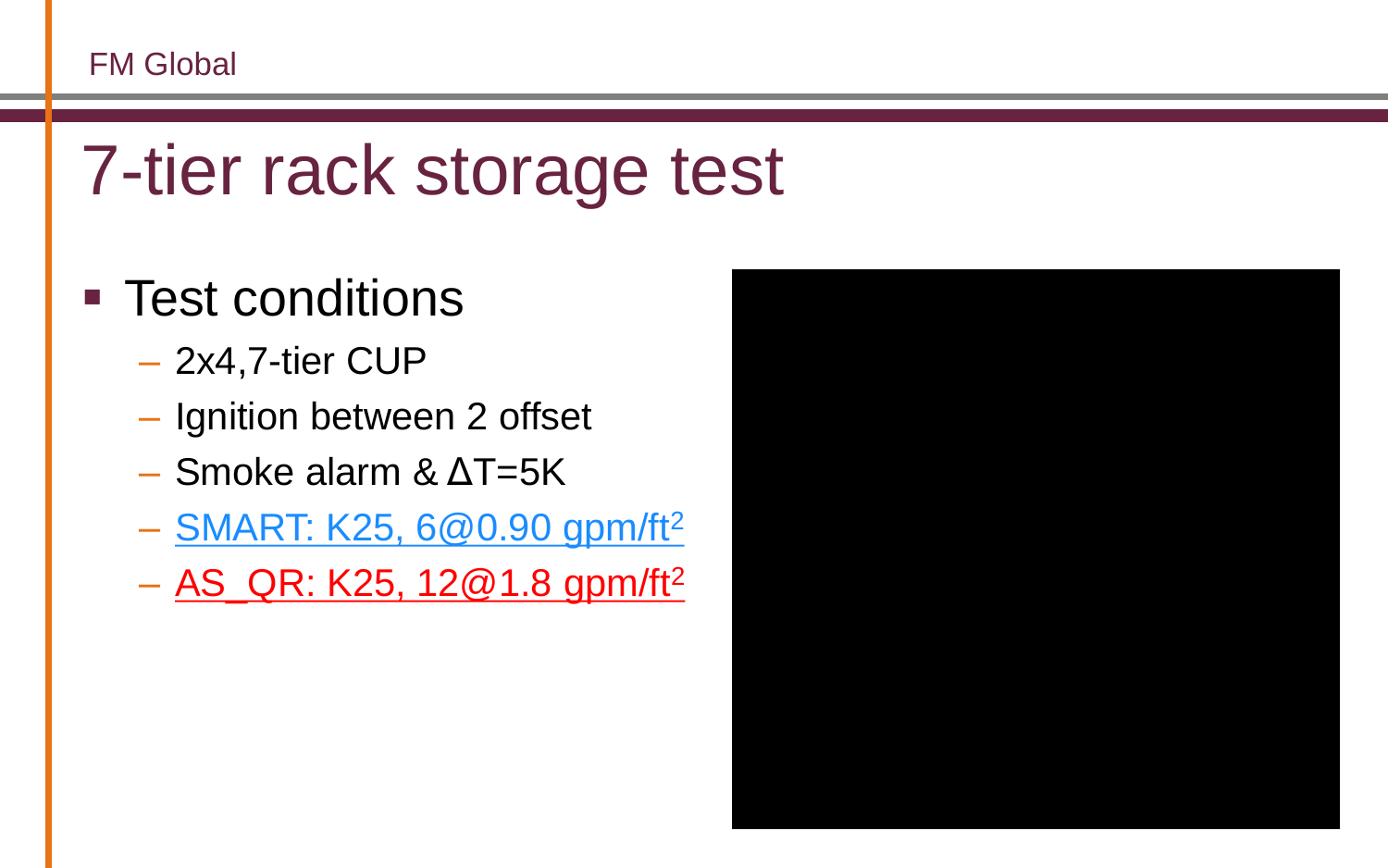# 7-tier rack storage test

- Test conditions
  - 2x4,7-tier CUP
  - Ignition between 2 offset
  - Smoke alarm & ΔT=5K
  - SMART: K25, 6@0.90 gpm/ft$^2$
  - AS_QR: K25, 12@1.8 gpm/ft$^2$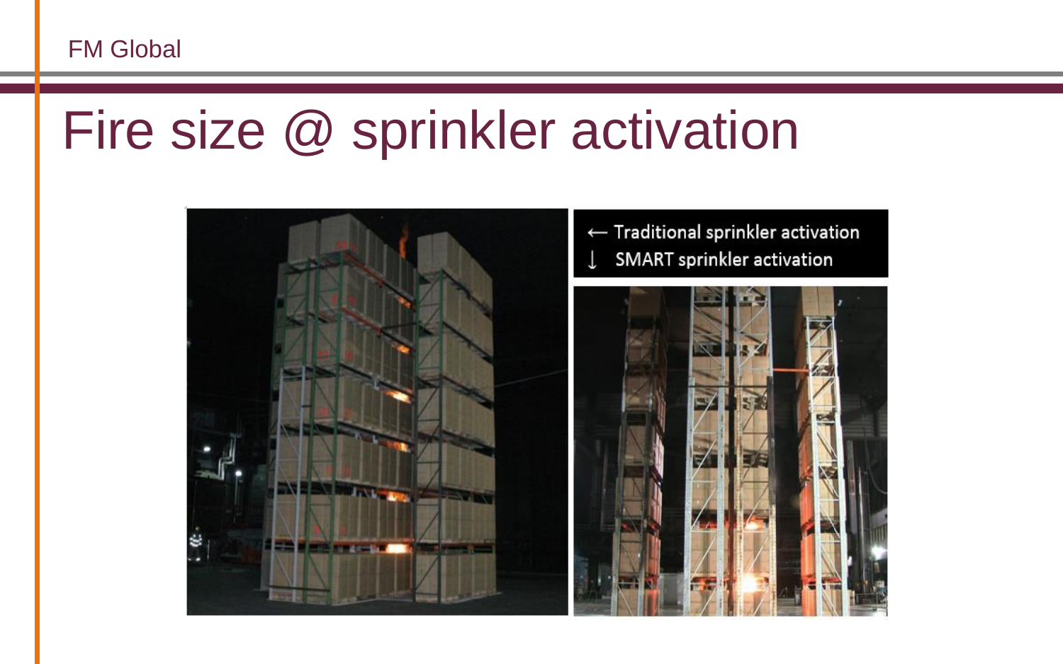# Fire size @ sprinkler activation

← Traditional sprinkler activation

↓ SMART sprinkler activation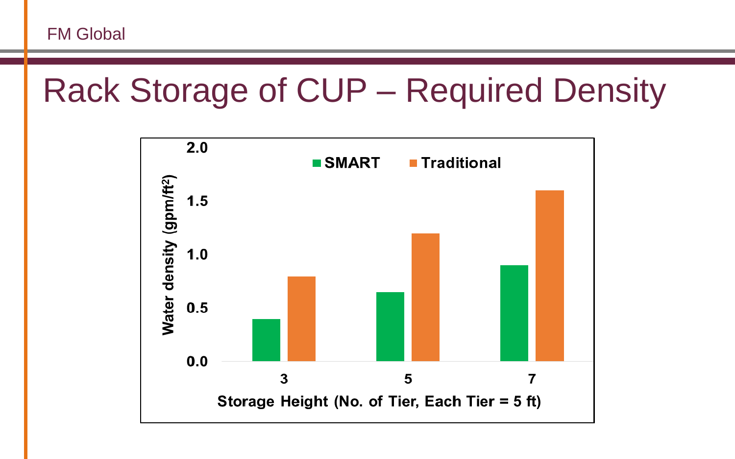# Rack Storage of CUP – Required Density

| Storage Height (No. of Tier, Each Tier = 5 ft) | SMART Water density ($gpm/ft^2$) | Traditional Water density ($gpm/ft^2$) |
| --- | --- | --- |
| 3 | 0.4 | 0.8 |
| 5 | 0.65 | 1.2 |
| 7 | 0.9 | 1.6 |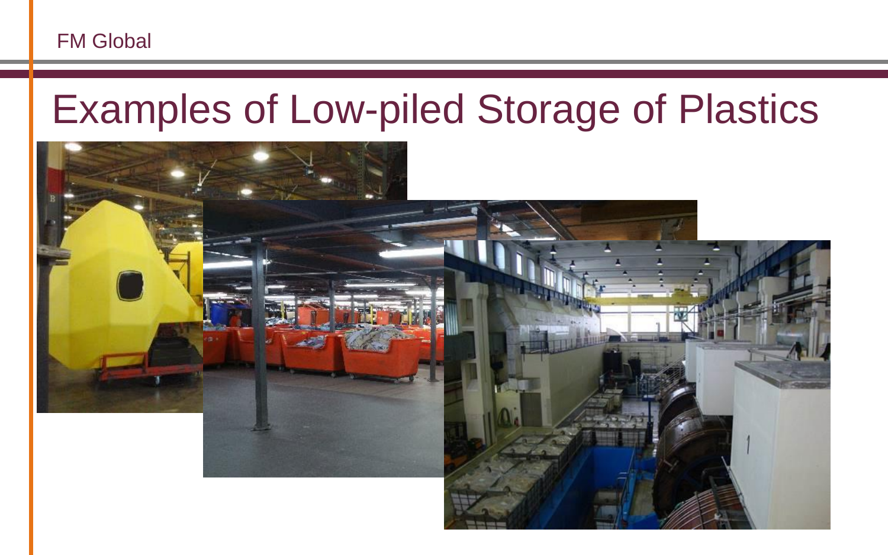# Examples of Low-piled Storage of Plastics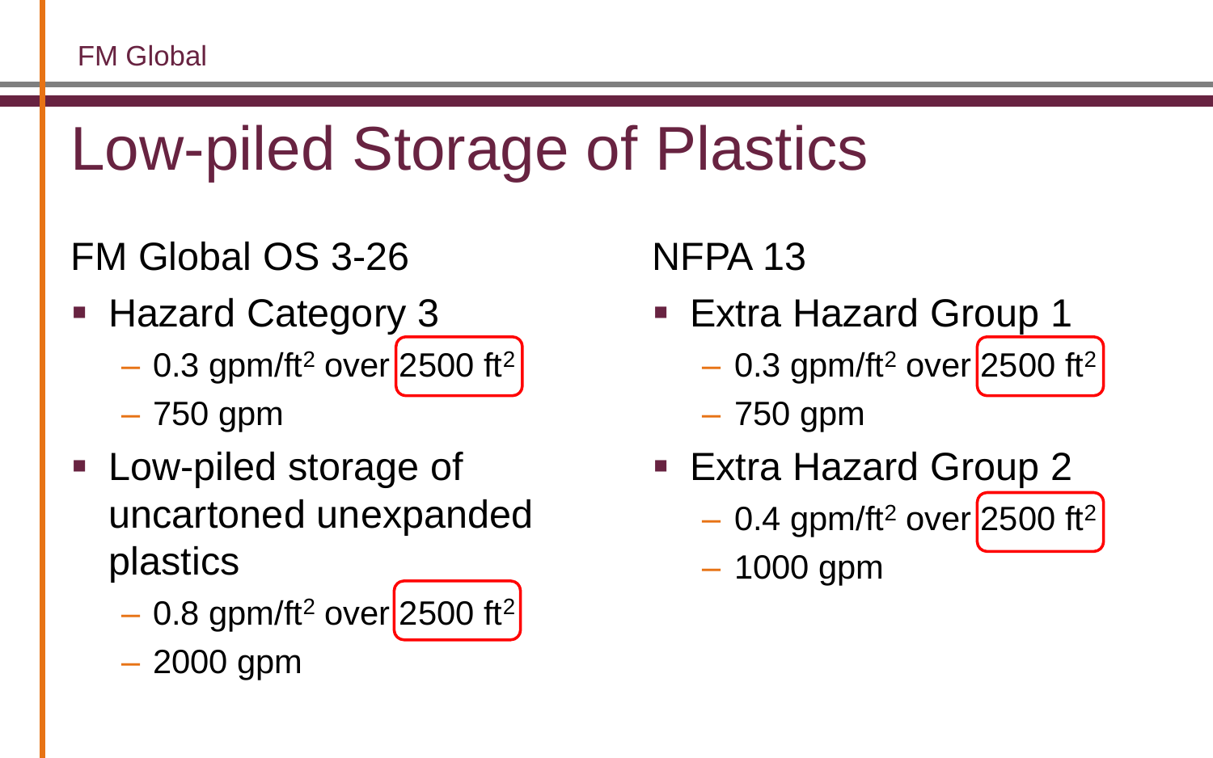# Low-piled Storage of Plastics

## FM Global OS 3-26

- Hazard Category 3
  - 0.3 gpm/ft$^2$ over 2500 ft$^2$
  - 750 gpm
- Low-piled storage of uncartoned unexpanded plastics
  - 0.8 gpm/ft$^2$ over 2500 ft$^2$
  - 2000 gpm

## NFPA 13

- Extra Hazard Group 1
  - 0.3 gpm/ft$^2$ over 2500 ft$^2$
  - 750 gpm
- Extra Hazard Group 2
  - 0.4 gpm/ft$^2$ over 2500 ft$^2$
  - 1000 gpm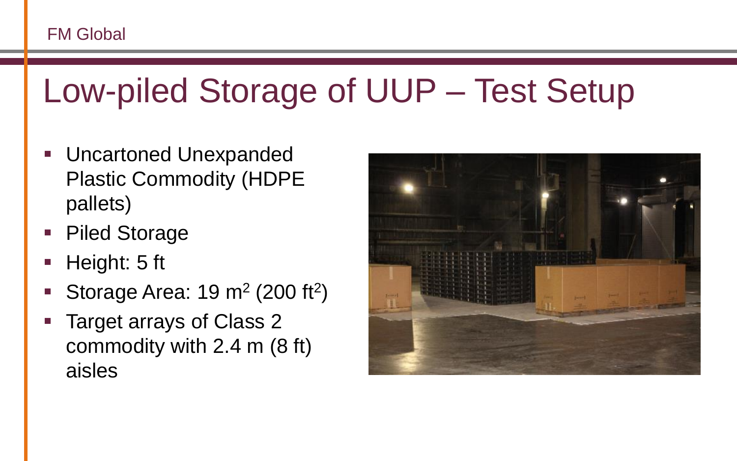# Low-piled Storage of UUP – Test Setup

- Uncartoned Unexpanded Plastic Commodity (HDPE pallets)
- Piled Storage
- Height: 5 ft
- Storage Area: 19 $m^2$ (200 $ft^2$)
- Target arrays of Class 2 commodity with 2.4 m (8 ft) aisles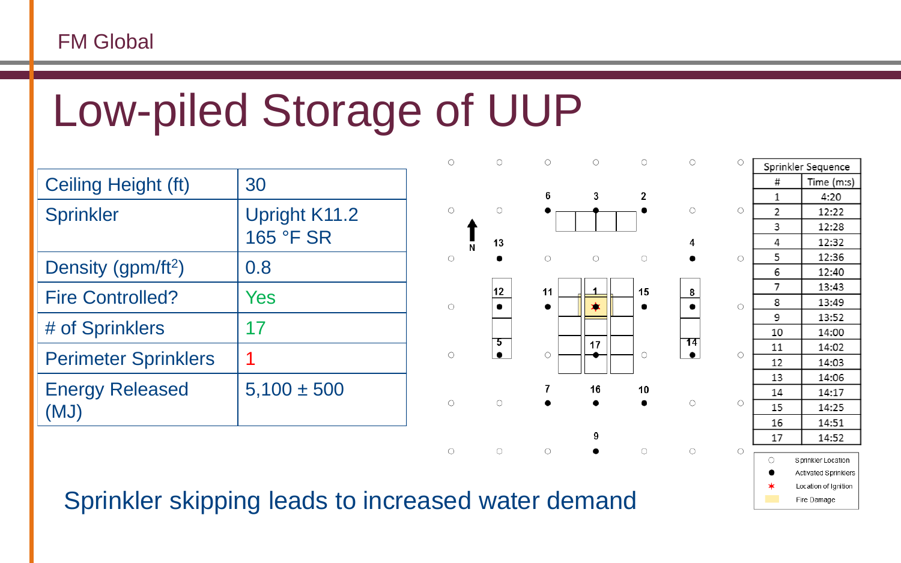# Low-piled Storage of UUP

| | |
|---|---|
| Ceiling Height (ft) | 30 |
| Sprinkler | Upright K11.2<br>165 °F SR |
| Density (gpm/ft$^2$) | 0.8 |
| Fire Controlled? | Yes |
| # of Sprinklers | 17 |
| Perimeter Sprinklers | 1 |
| Energy Released (MJ) | 5,100 ± 500 |

| # | Time (m:s) |
|---|---|
| 1 | 4:20 |
| 2 | 12:22 |
| 3 | 12:28 |
| 4 | 12:32 |
| 5 | 12:36 |
| 6 | 12:40 |
| 7 | 13:43 |
| 8 | 13:49 |
| 9 | 13:52 |
| 10 | 14:00 |
| 11 | 14:02 |
| 12 | 14:03 |
| 13 | 14:06 |
| 14 | 14:17 |
| 15 | 14:25 |
| 16 | 14:51 |
| 17 | 14:52 |

Sprinkler Sequence

○ Sprinkler Location
● Activated Sprinklers
✶ Location of Ignition
Fire Damage

Sprinkler skipping leads to increased water demand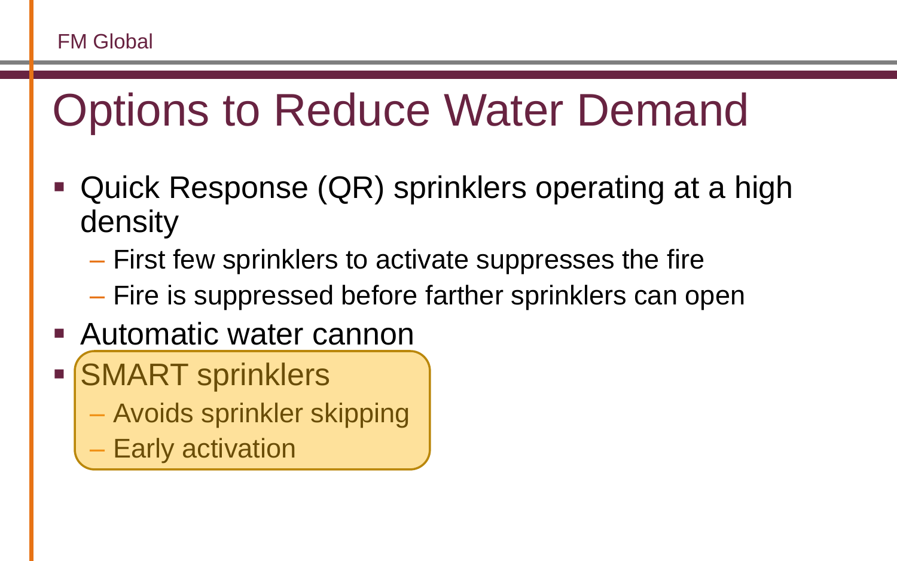# Options to Reduce Water Demand

- Quick Response (QR) sprinklers operating at a high density
  - First few sprinklers to activate suppresses the fire
  - Fire is suppressed before farther sprinklers can open
- Automatic water cannon
- SMART sprinklers
  - Avoids sprinkler skipping
  - Early activation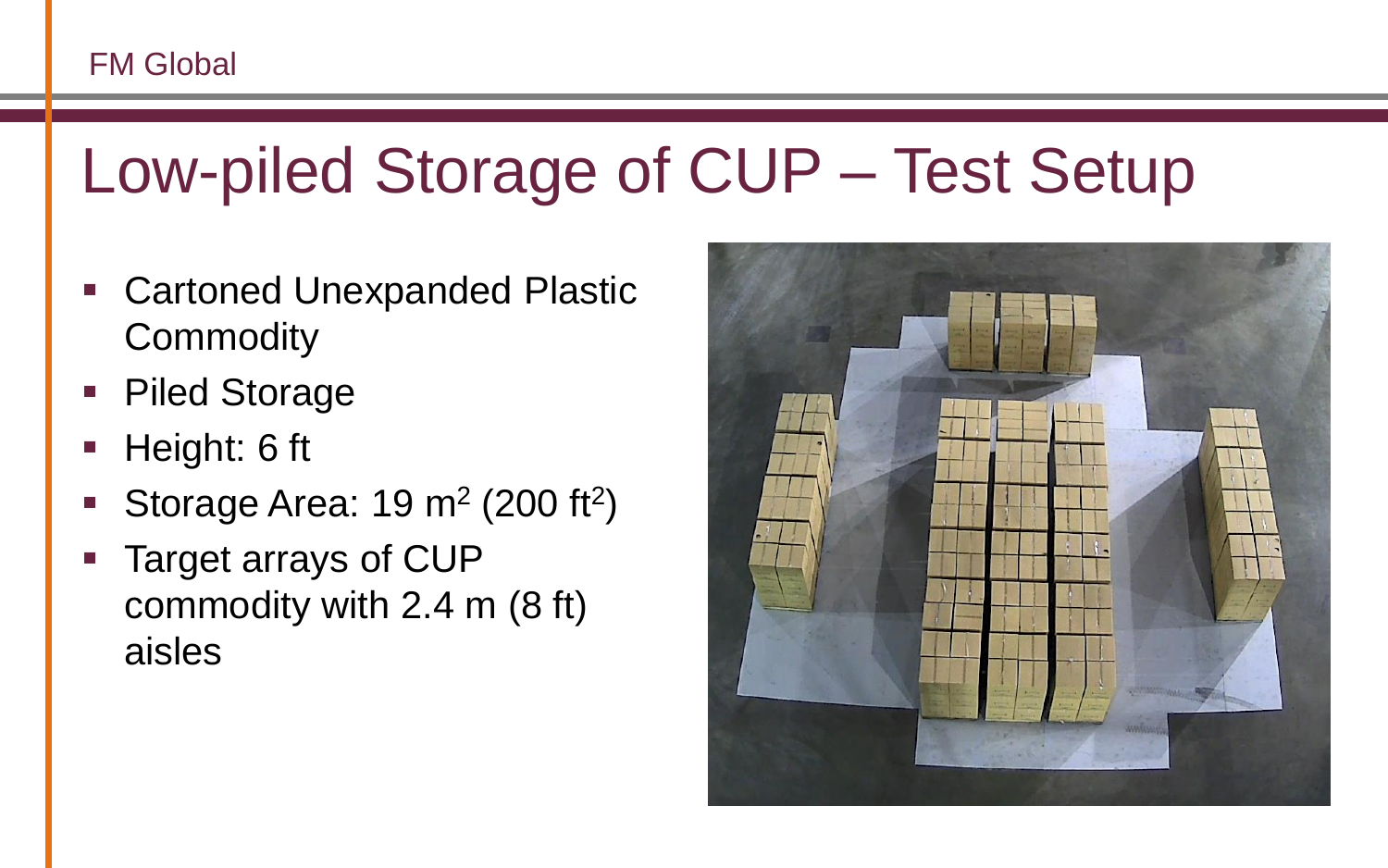# Low-piled Storage of CUP – Test Setup

- Cartoned Unexpanded Plastic Commodity
- Piled Storage
- Height: 6 ft
- Storage Area: 19 $m^2$ (200 $ft^2$)
- Target arrays of CUP commodity with 2.4 m (8 ft) aisles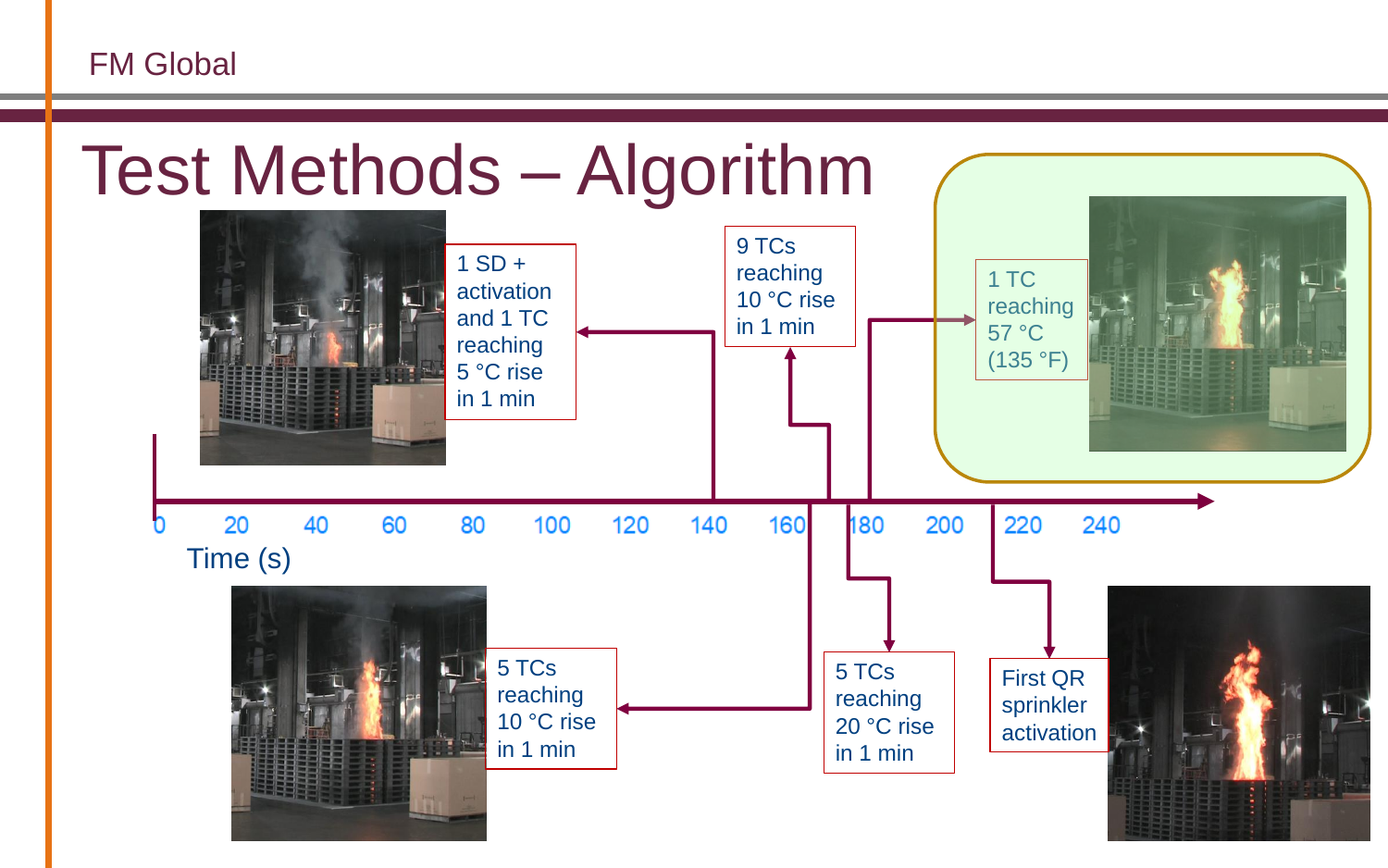# Test Methods – Algorithm

1 SD + activation and 1 TC reaching 5 °C rise in 1 min

9 TCs reaching 10 °C rise in 1 min

1 TC reaching 57 °C (135 °F)

0 20 40 60 80 100 120 140 160 180 200 220 240

Time (s)

5 TCs reaching 10 °C rise in 1 min

5 TCs reaching 20 °C rise in 1 min

First QR sprinkler activation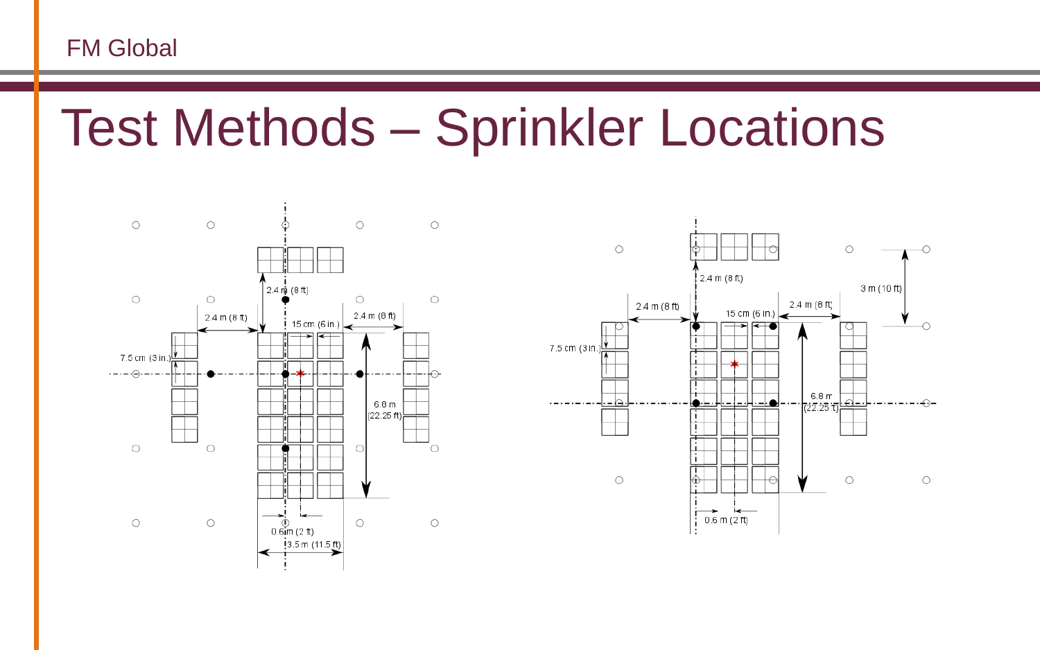# Test Methods – Sprinkler Locations

7.5 cm (3 in.)

2.4 m (8 ft)

2.4 m (8 ft)

15 cm (6 in.)

2.4 m (8 ft)

6.8 m (22.25 ft)

0.6 m (2 ft)

3.5 m (11.5 ft)

7.5 cm (3 in.)

2.4 m (8 ft)

2.4 m (8 ft)

15 cm (6 in.)

2.4 m (8 ft)

3 m (10 ft)

6.8 m (22.25 ft)

0.6 m (2 ft)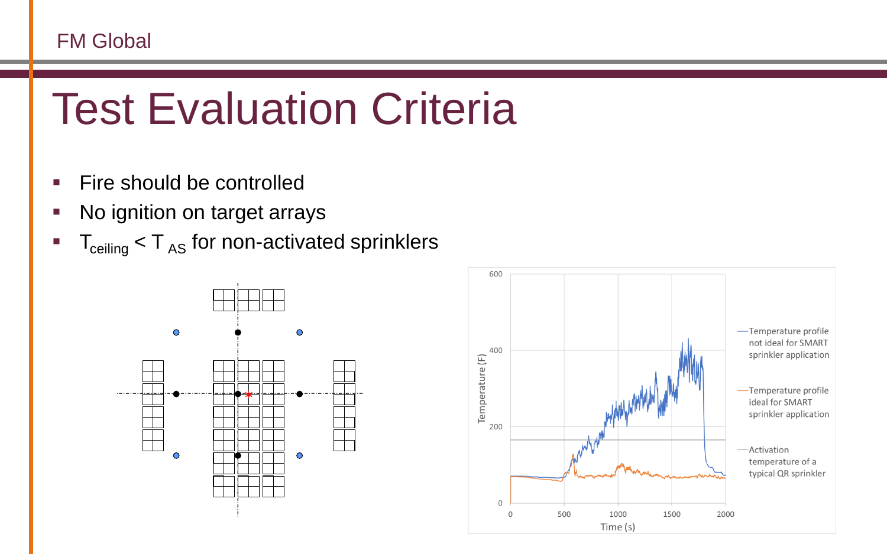# Test Evaluation Criteria

- Fire should be controlled
- No ignition on target arrays
- $T_{ceiling} < T_{AS}$ for non-activated sprinklers

Temperature (F)

Time (s)

— Temperature profile not ideal for SMART sprinkler application

— Temperature profile ideal for SMART sprinkler application

— Activation temperature of a typical QR sprinkler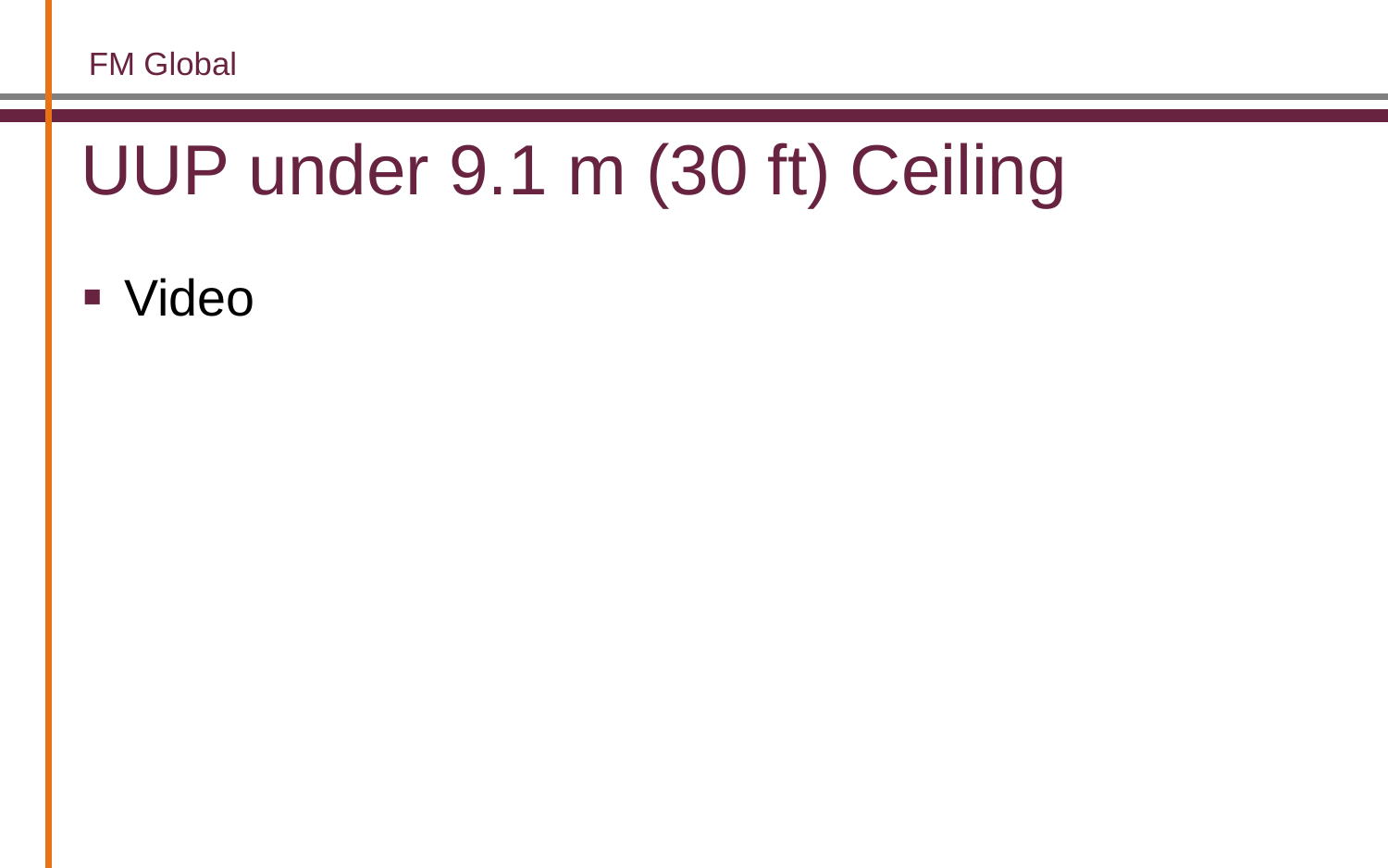# UUP under 9.1 m (30 ft) Ceiling

- Video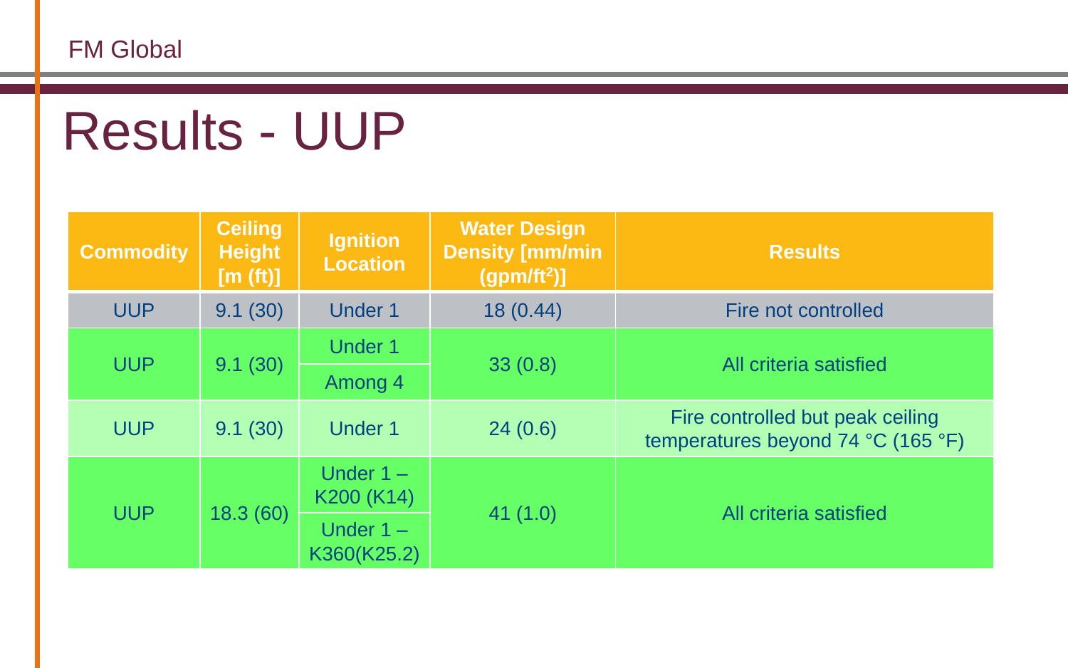# Results - UUP

| Commodity | Ceiling Height [m (ft)] | Ignition Location | Water Design Density [mm/min (gpm/ft$^2$)] | Results |
|---|---|---|---|---|
| UUP | 9.1 (30) | Under 1 | 18 (0.44) | Fire not controlled |
| UUP | 9.1 (30) | Under 1 | 33 (0.8) | All criteria satisfied |
| | | Among 4 | | |
| UUP | 9.1 (30) | Under 1 | 24 (0.6) | Fire controlled but peak ceiling temperatures beyond 74 °C (165 °F) |
| UUP | 18.3 (60) | Under 1 – K200 (K14) | 41 (1.0) | All criteria satisfied |
| | | Under 1 – K360(K25.2) | | |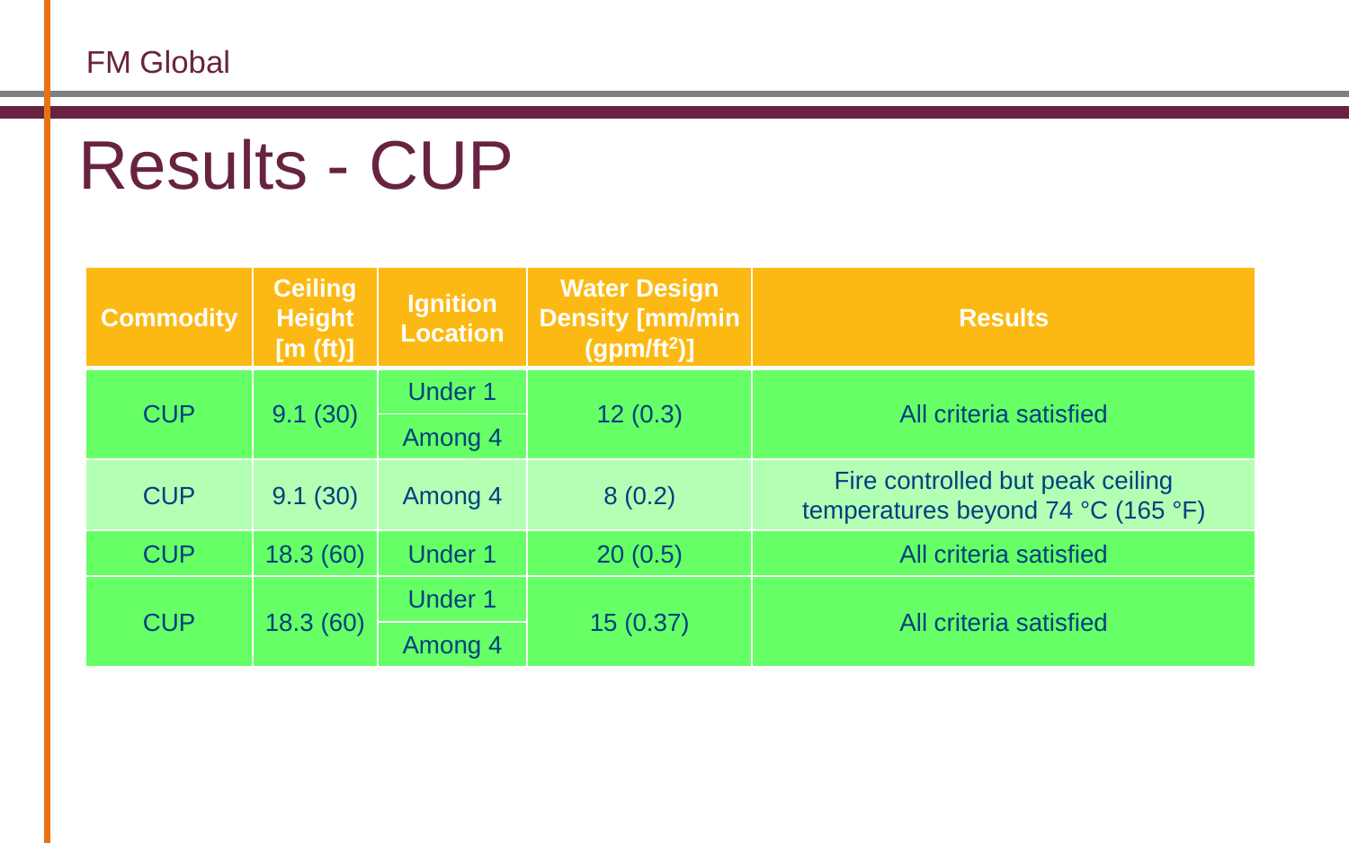# Results - CUP

| Commodity | Ceiling Height [m (ft)] | Ignition Location | Water Design Density [mm/min ($gpm/ft^2$)] | Results |
|---|---|---|---|---|
| CUP | 9.1 (30) | Under 1 | 12 (0.3) | All criteria satisfied |
| | | Among 4 | | |
| CUP | 9.1 (30) | Among 4 | 8 (0.2) | Fire controlled but peak ceiling temperatures beyond 74 °C (165 °F) |
| CUP | 18.3 (60) | Under 1 | 20 (0.5) | All criteria satisfied |
| CUP | 18.3 (60) | Under 1 | 15 (0.37) | All criteria satisfied |
| | | Among 4 | | |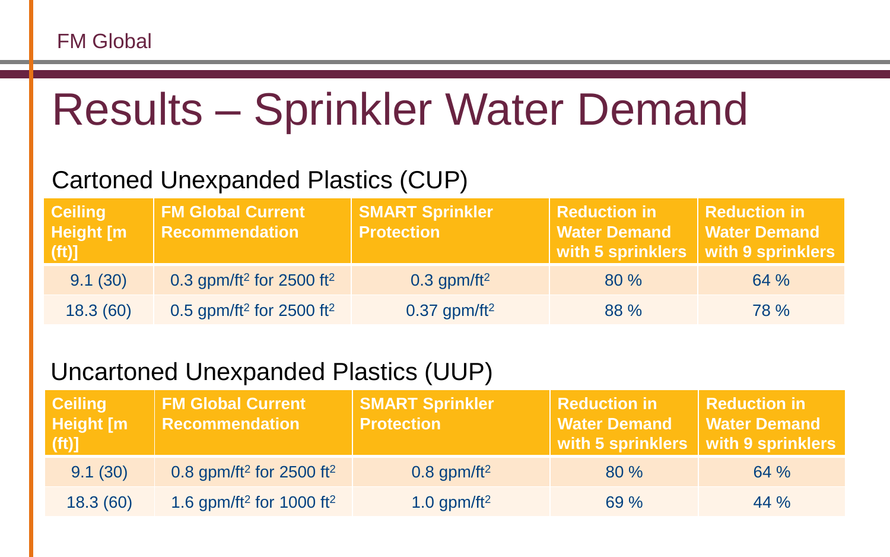# Results – Sprinkler Water Demand

## Cartoned Unexpanded Plastics (CUP)

| Ceiling Height [m (ft)] | FM Global Current Recommendation | SMART Sprinkler Protection | Reduction in Water Demand with 5 sprinklers | Reduction in Water Demand with 9 sprinklers |
|---|---|---|---|---|
| 9.1 (30) | 0.3 gpm/ft$^2$ for 2500 ft$^2$ | 0.3 gpm/ft$^2$ | 80 % | 64 % |
| 18.3 (60) | 0.5 gpm/ft$^2$ for 2500 ft$^2$ | 0.37 gpm/ft$^2$ | 88 % | 78 % |

## Uncartoned Unexpanded Plastics (UUP)

| Ceiling Height [m (ft)] | FM Global Current Recommendation | SMART Sprinkler Protection | Reduction in Water Demand with 5 sprinklers | Reduction in Water Demand with 9 sprinklers |
|---|---|---|---|---|
| 9.1 (30) | 0.8 gpm/ft$^2$ for 2500 ft$^2$ | 0.8 gpm/ft$^2$ | 80 % | 64 % |
| 18.3 (60) | 1.6 gpm/ft$^2$ for 1000 ft$^2$ | 1.0 gpm/ft$^2$ | 69 % | 44 % |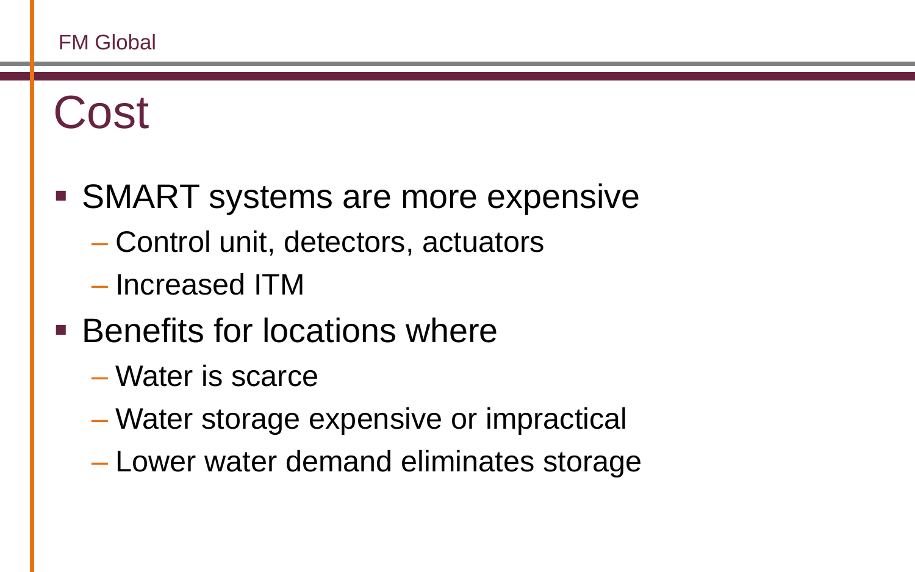# Cost

- SMART systems are more expensive
  - Control unit, detectors, actuators
  - Increased ITM
- Benefits for locations where
  - Water is scarce
  - Water storage expensive or impractical
  - Lower water demand eliminates storage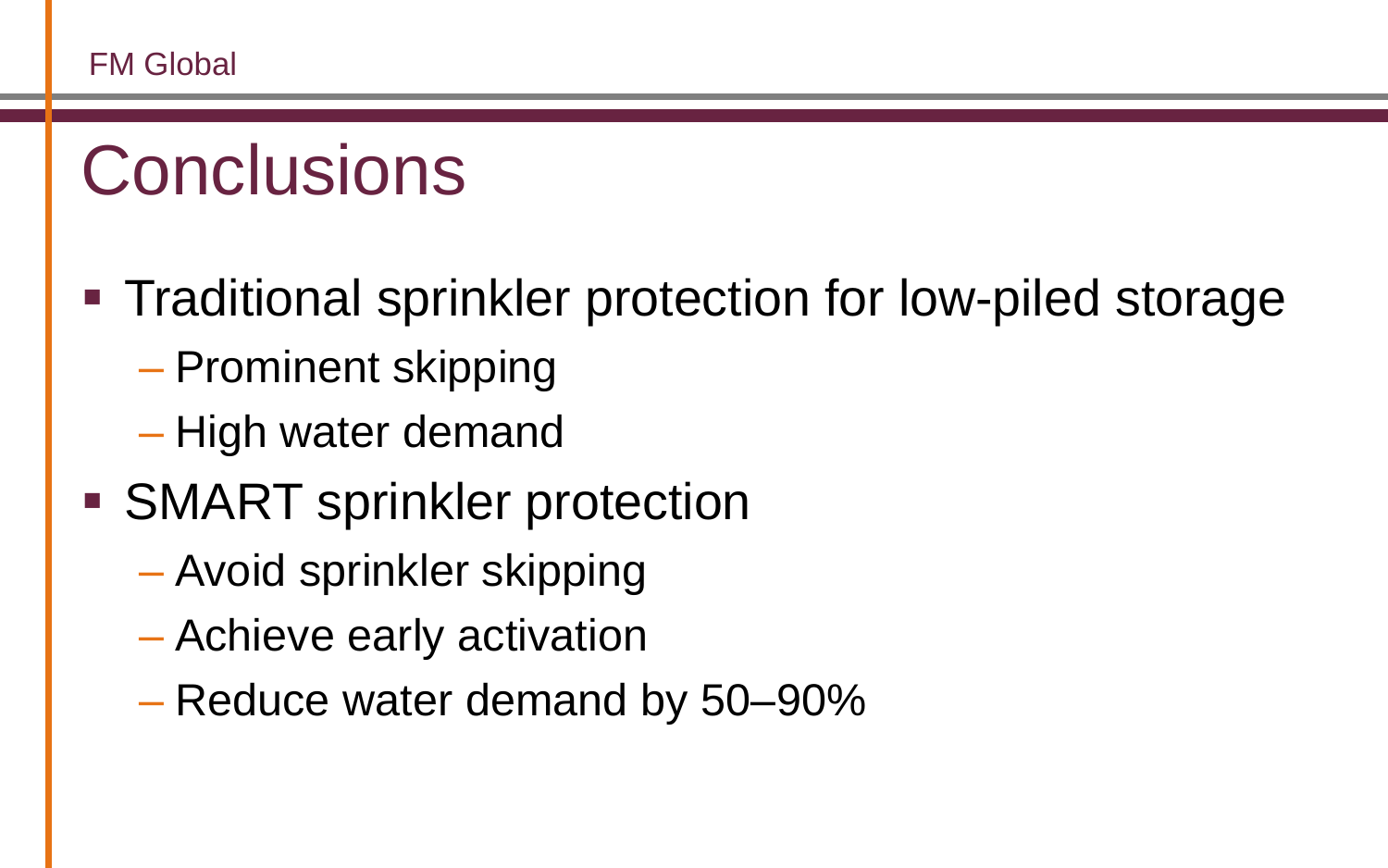# Conclusions

- Traditional sprinkler protection for low-piled storage
  - Prominent skipping
  - High water demand
- SMART sprinkler protection
  - Avoid sprinkler skipping
  - Achieve early activation
  - Reduce water demand by 50–90%